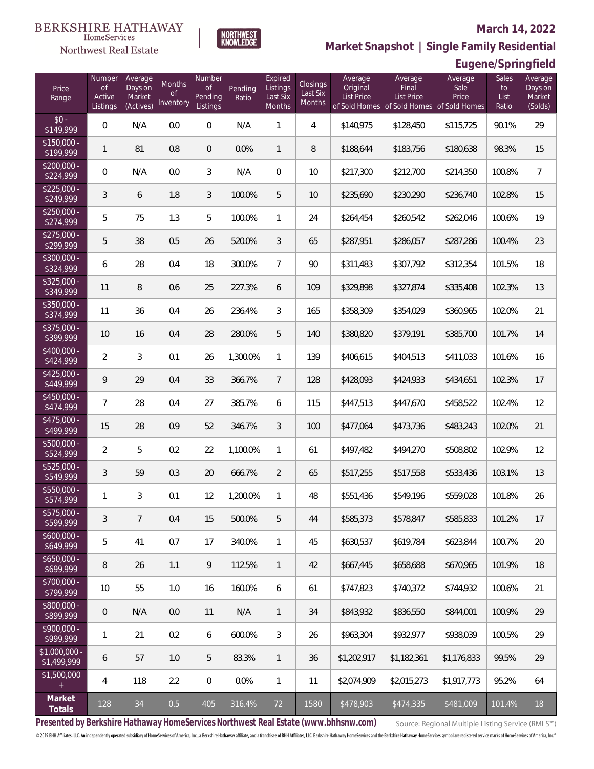BERKSHIRE HATHAWAY HomeServices Northwest Real Estate

NORTHWEST KNOWLEDGE

# March 14, 2022

## Market Snapshot | Single Family Residential

## Eugene/Springfield

| Price Range | Number of Active Listings | Average Days on Market (Actives) | Months of Inventory | Number of Pending Listings | Pending Ratio | Expired Listings Last Six Months | Closings Last Six Months | Average Original List Price of Sold Homes | Average Final List Price of Sold Homes | Average Sale Price of Sold Homes | Sales to List Ratio | Average Days on Market (Solds) |
|---|---|---|---|---|---|---|---|---|---|---|---|---|
| $0 - $149,999 | 0 | N/A | 0.0 | 0 | N/A | 1 | 4 | $140,975 | $128,450 | $115,725 | 90.1% | 29 |
| $150,000 - $199,999 | 1 | 81 | 0.8 | 0 | 0.0% | 1 | 8 | $188,644 | $183,756 | $180,638 | 98.3% | 15 |
| $200,000 - $224,999 | 0 | N/A | 0.0 | 3 | N/A | 0 | 10 | $217,300 | $212,700 | $214,350 | 100.8% | 7 |
| $225,000 - $249,999 | 3 | 6 | 1.8 | 3 | 100.0% | 5 | 10 | $235,690 | $230,290 | $236,740 | 102.8% | 15 |
| $250,000 - $274,999 | 5 | 75 | 1.3 | 5 | 100.0% | 1 | 24 | $264,454 | $260,542 | $262,046 | 100.6% | 19 |
| $275,000 - $299,999 | 5 | 38 | 0.5 | 26 | 520.0% | 3 | 65 | $287,951 | $286,057 | $287,286 | 100.4% | 23 |
| $300,000 - $324,999 | 6 | 28 | 0.4 | 18 | 300.0% | 7 | 90 | $311,483 | $307,792 | $312,354 | 101.5% | 18 |
| $325,000 - $349,999 | 11 | 8 | 0.6 | 25 | 227.3% | 6 | 109 | $329,898 | $327,874 | $335,408 | 102.3% | 13 |
| $350,000 - $374,999 | 11 | 36 | 0.4 | 26 | 236.4% | 3 | 165 | $358,309 | $354,029 | $360,965 | 102.0% | 21 |
| $375,000 - $399,999 | 10 | 16 | 0.4 | 28 | 280.0% | 5 | 140 | $380,820 | $379,191 | $385,700 | 101.7% | 14 |
| $400,000 - $424,999 | 2 | 3 | 0.1 | 26 | 1,300.0% | 1 | 139 | $406,615 | $404,513 | $411,033 | 101.6% | 16 |
| $425,000 - $449,999 | 9 | 29 | 0.4 | 33 | 366.7% | 7 | 128 | $428,093 | $424,933 | $434,651 | 102.3% | 17 |
| $450,000 - $474,999 | 7 | 28 | 0.4 | 27 | 385.7% | 6 | 115 | $447,513 | $447,670 | $458,522 | 102.4% | 12 |
| $475,000 - $499,999 | 15 | 28 | 0.9 | 52 | 346.7% | 3 | 100 | $477,064 | $473,736 | $483,243 | 102.0% | 21 |
| $500,000 - $524,999 | 2 | 5 | 0.2 | 22 | 1,100.0% | 1 | 61 | $497,482 | $494,270 | $508,802 | 102.9% | 12 |
| $525,000 - $549,999 | 3 | 59 | 0.3 | 20 | 666.7% | 2 | 65 | $517,255 | $517,558 | $533,436 | 103.1% | 13 |
| $550,000 - $574,999 | 1 | 3 | 0.1 | 12 | 1,200.0% | 1 | 48 | $551,436 | $549,196 | $559,028 | 101.8% | 26 |
| $575,000 - $599,999 | 3 | 7 | 0.4 | 15 | 500.0% | 5 | 44 | $585,373 | $578,847 | $585,833 | 101.2% | 17 |
| $600,000 - $649,999 | 5 | 41 | 0.7 | 17 | 340.0% | 1 | 45 | $630,537 | $619,784 | $623,844 | 100.7% | 20 |
| $650,000 - $699,999 | 8 | 26 | 1.1 | 9 | 112.5% | 1 | 42 | $667,445 | $658,688 | $670,965 | 101.9% | 18 |
| $700,000 - $799,999 | 10 | 55 | 1.0 | 16 | 160.0% | 6 | 61 | $747,823 | $740,372 | $744,932 | 100.6% | 21 |
| $800,000 - $899,999 | 0 | N/A | 0.0 | 11 | N/A | 1 | 34 | $843,932 | $836,550 | $844,001 | 100.9% | 29 |
| $900,000 - $999,999 | 1 | 21 | 0.2 | 6 | 600.0% | 3 | 26 | $963,304 | $932,977 | $938,039 | 100.5% | 29 |
| $1,000,000 - $1,499,999 | 6 | 57 | 1.0 | 5 | 83.3% | 1 | 36 | $1,202,917 | $1,182,361 | $1,176,833 | 99.5% | 29 |
| $1,500,000 + | 4 | 118 | 2.2 | 0 | 0.0% | 1 | 11 | $2,074,909 | $2,015,273 | $1,917,773 | 95.2% | 64 |
| **Market Totals** | 128 | 34 | 0.5 | 405 | 316.4% | 72 | 1580 | $478,903 | $474,335 | $481,009 | 101.4% | 18 |

**Presented by Berkshire Hathaway HomeServices Northwest Real Estate (www.bhhsnw.com)**

Source: Regional Multiple Listing Service (RMLS™)

© 2019 BHH Affiliates, LLC. An independently operated subsidiary of HomeServices of America, Inc., a Berkshire Hathaway affiliate, and a franchisee of BHH Affiliates, LLC. Berkshire Hathaway HomeServices and the Berkshire Hathaway HomeServices symbol are registered service marks of HomeServices of America, Inc.®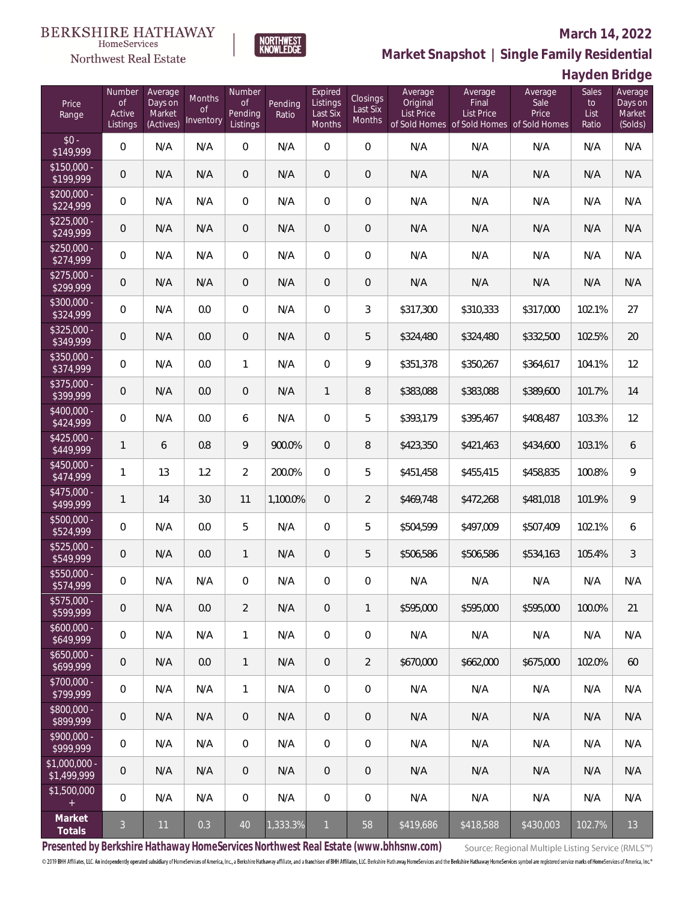BERKSHIRE HATHAWAY HomeServices Northwest Real Estate

NORTHWEST KNOWLEDGE

## March 14, 2022

## Market Snapshot | Single Family Residential

## Hayden Bridge

| Price Range | Number of Active Listings | Average Days on Market (Actives) | Months of Inventory | Number of Pending Listings | Pending Ratio | Expired Listings Last Six Months | Closings Last Six Months | Average Original List Price of Sold Homes | Average Final List Price of Sold Homes | Average Sale Price of Sold Homes | Sales to List Ratio | Average Days on Market (Solds) |
|---|---|---|---|---|---|---|---|---|---|---|---|---|
| $0 - $149,999 | 0 | N/A | N/A | 0 | N/A | 0 | 0 | N/A | N/A | N/A | N/A | N/A |
| $150,000 - $199,999 | 0 | N/A | N/A | 0 | N/A | 0 | 0 | N/A | N/A | N/A | N/A | N/A |
| $200,000 - $224,999 | 0 | N/A | N/A | 0 | N/A | 0 | 0 | N/A | N/A | N/A | N/A | N/A |
| $225,000 - $249,999 | 0 | N/A | N/A | 0 | N/A | 0 | 0 | N/A | N/A | N/A | N/A | N/A |
| $250,000 - $274,999 | 0 | N/A | N/A | 0 | N/A | 0 | 0 | N/A | N/A | N/A | N/A | N/A |
| $275,000 - $299,999 | 0 | N/A | N/A | 0 | N/A | 0 | 0 | N/A | N/A | N/A | N/A | N/A |
| $300,000 - $324,999 | 0 | N/A | 0.0 | 0 | N/A | 0 | 3 | $317,300 | $310,333 | $317,000 | 102.1% | 27 |
| $325,000 - $349,999 | 0 | N/A | 0.0 | 0 | N/A | 0 | 5 | $324,480 | $324,480 | $332,500 | 102.5% | 20 |
| $350,000 - $374,999 | 0 | N/A | 0.0 | 1 | N/A | 0 | 9 | $351,378 | $350,267 | $364,617 | 104.1% | 12 |
| $375,000 - $399,999 | 0 | N/A | 0.0 | 0 | N/A | 1 | 8 | $383,088 | $383,088 | $389,600 | 101.7% | 14 |
| $400,000 - $424,999 | 0 | N/A | 0.0 | 6 | N/A | 0 | 5 | $393,179 | $395,467 | $408,487 | 103.3% | 12 |
| $425,000 - $449,999 | 1 | 6 | 0.8 | 9 | 900.0% | 0 | 8 | $423,350 | $421,463 | $434,600 | 103.1% | 6 |
| $450,000 - $474,999 | 1 | 13 | 1.2 | 2 | 200.0% | 0 | 5 | $451,458 | $455,415 | $458,835 | 100.8% | 9 |
| $475,000 - $499,999 | 1 | 14 | 3.0 | 11 | 1,100.0% | 0 | 2 | $469,748 | $472,268 | $481,018 | 101.9% | 9 |
| $500,000 - $524,999 | 0 | N/A | 0.0 | 5 | N/A | 0 | 5 | $504,599 | $497,009 | $507,409 | 102.1% | 6 |
| $525,000 - $549,999 | 0 | N/A | 0.0 | 1 | N/A | 0 | 5 | $506,586 | $506,586 | $534,163 | 105.4% | 3 |
| $550,000 - $574,999 | 0 | N/A | N/A | 0 | N/A | 0 | 0 | N/A | N/A | N/A | N/A | N/A |
| $575,000 - $599,999 | 0 | N/A | 0.0 | 2 | N/A | 0 | 1 | $595,000 | $595,000 | $595,000 | 100.0% | 21 |
| $600,000 - $649,999 | 0 | N/A | N/A | 1 | N/A | 0 | 0 | N/A | N/A | N/A | N/A | N/A |
| $650,000 - $699,999 | 0 | N/A | 0.0 | 1 | N/A | 0 | 2 | $670,000 | $662,000 | $675,000 | 102.0% | 60 |
| $700,000 - $799,999 | 0 | N/A | N/A | 1 | N/A | 0 | 0 | N/A | N/A | N/A | N/A | N/A |
| $800,000 - $899,999 | 0 | N/A | N/A | 0 | N/A | 0 | 0 | N/A | N/A | N/A | N/A | N/A |
| $900,000 - $999,999 | 0 | N/A | N/A | 0 | N/A | 0 | 0 | N/A | N/A | N/A | N/A | N/A |
| $1,000,000 - $1,499,999 | 0 | N/A | N/A | 0 | N/A | 0 | 0 | N/A | N/A | N/A | N/A | N/A |
| $1,500,000 + | 0 | N/A | N/A | 0 | N/A | 0 | 0 | N/A | N/A | N/A | N/A | N/A |
| **Market Totals** | 3 | 11 | 0.3 | 40 | 1,333.3% | 1 | 58 | $419,686 | $418,588 | $430,003 | 102.7% | 13 |

**Presented by Berkshire Hathaway HomeServices Northwest Real Estate (www.bhhsnw.com)**

Source: Regional Multiple Listing Service (RMLS™)

© 2019 BHH Affiliates, LLC. An independently operated subsidiary of HomeServices of America, Inc., a Berkshire Hathaway affiliate, and a franchisee of BHH Affiliates, LLC. Berkshire Hathaway HomeServices and the Berkshire Hathaway HomeServices symbol are registered service marks of HomeServices of America, Inc.®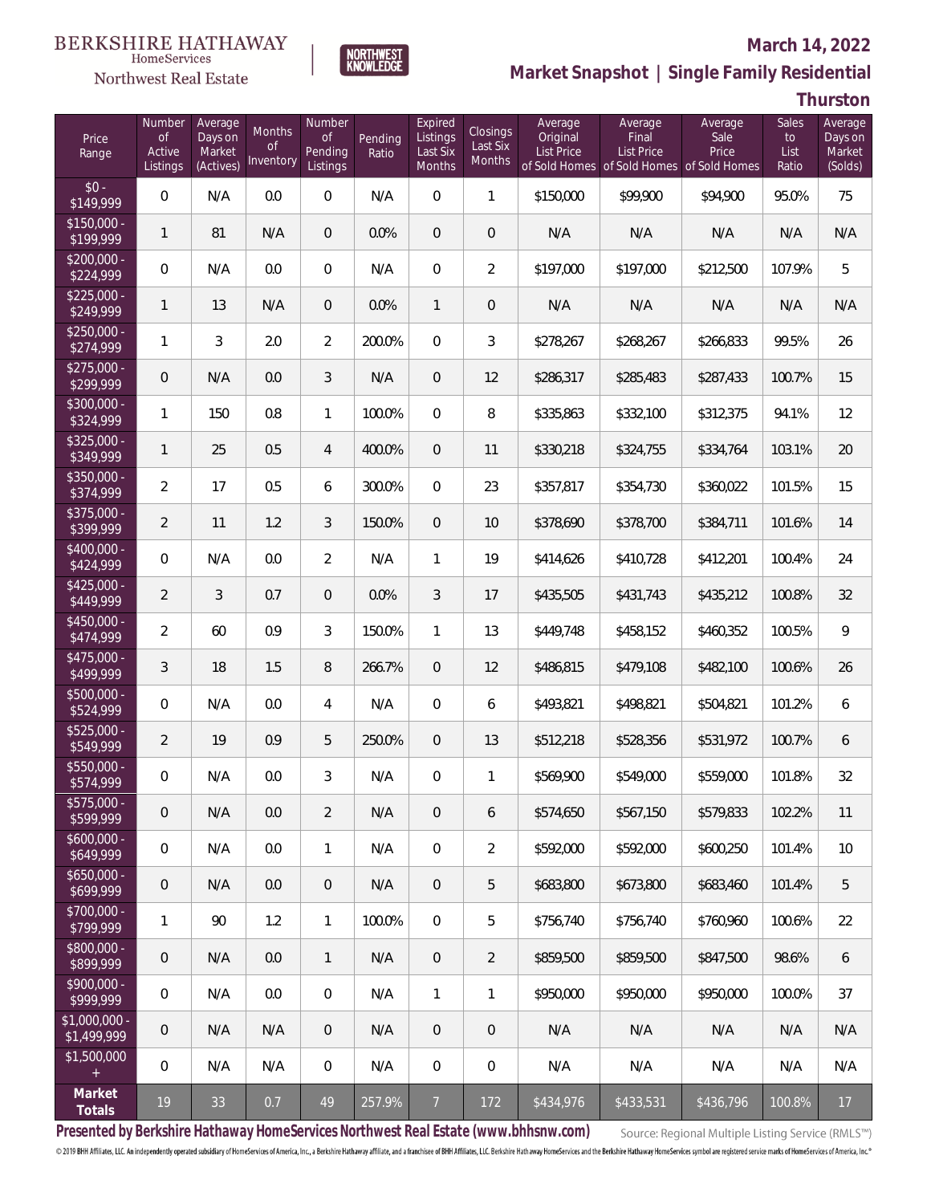BERKSHIRE HATHAWAY HomeServices Northwest Real Estate

NORTHWEST KNOWLEDGE

# March 14, 2022

## Market Snapshot | Single Family Residential

### Thurston

| Price Range | Number of Active Listings | Average Days on Market (Actives) | Months of Inventory | Number of Pending Listings | Pending Ratio | Expired Listings Last Six Months | Closings Last Six Months | Average Original List Price of Sold Homes | Average Final List Price of Sold Homes | Average Sale Price of Sold Homes | Sales to List Ratio | Average Days on Market (Solds) |
|---|---|---|---|---|---|---|---|---|---|---|---|---|
| $0 - $149,999 | 0 | N/A | 0.0 | 0 | N/A | 0 | 1 | $150,000 | $99,900 | $94,900 | 95.0% | 75 |
| $150,000 - $199,999 | 1 | 81 | N/A | 0 | 0.0% | 0 | 0 | N/A | N/A | N/A | N/A | N/A |
| $200,000 - $224,999 | 0 | N/A | 0.0 | 0 | N/A | 0 | 2 | $197,000 | $197,000 | $212,500 | 107.9% | 5 |
| $225,000 - $249,999 | 1 | 13 | N/A | 0 | 0.0% | 1 | 0 | N/A | N/A | N/A | N/A | N/A |
| $250,000 - $274,999 | 1 | 3 | 2.0 | 2 | 200.0% | 0 | 3 | $278,267 | $268,267 | $266,833 | 99.5% | 26 |
| $275,000 - $299,999 | 0 | N/A | 0.0 | 3 | N/A | 0 | 12 | $286,317 | $285,483 | $287,433 | 100.7% | 15 |
| $300,000 - $324,999 | 1 | 150 | 0.8 | 1 | 100.0% | 0 | 8 | $335,863 | $332,100 | $312,375 | 94.1% | 12 |
| $325,000 - $349,999 | 1 | 25 | 0.5 | 4 | 400.0% | 0 | 11 | $330,218 | $324,755 | $334,764 | 103.1% | 20 |
| $350,000 - $374,999 | 2 | 17 | 0.5 | 6 | 300.0% | 0 | 23 | $357,817 | $354,730 | $360,022 | 101.5% | 15 |
| $375,000 - $399,999 | 2 | 11 | 1.2 | 3 | 150.0% | 0 | 10 | $378,690 | $378,700 | $384,711 | 101.6% | 14 |
| $400,000 - $424,999 | 0 | N/A | 0.0 | 2 | N/A | 1 | 19 | $414,626 | $410,728 | $412,201 | 100.4% | 24 |
| $425,000 - $449,999 | 2 | 3 | 0.7 | 0 | 0.0% | 3 | 17 | $435,505 | $431,743 | $435,212 | 100.8% | 32 |
| $450,000 - $474,999 | 2 | 60 | 0.9 | 3 | 150.0% | 1 | 13 | $449,748 | $458,152 | $460,352 | 100.5% | 9 |
| $475,000 - $499,999 | 3 | 18 | 1.5 | 8 | 266.7% | 0 | 12 | $486,815 | $479,108 | $482,100 | 100.6% | 26 |
| $500,000 - $524,999 | 0 | N/A | 0.0 | 4 | N/A | 0 | 6 | $493,821 | $498,821 | $504,821 | 101.2% | 6 |
| $525,000 - $549,999 | 2 | 19 | 0.9 | 5 | 250.0% | 0 | 13 | $512,218 | $528,356 | $531,972 | 100.7% | 6 |
| $550,000 - $574,999 | 0 | N/A | 0.0 | 3 | N/A | 0 | 1 | $569,900 | $549,000 | $559,000 | 101.8% | 32 |
| $575,000 - $599,999 | 0 | N/A | 0.0 | 2 | N/A | 0 | 6 | $574,650 | $567,150 | $579,833 | 102.2% | 11 |
| $600,000 - $649,999 | 0 | N/A | 0.0 | 1 | N/A | 0 | 2 | $592,000 | $592,000 | $600,250 | 101.4% | 10 |
| $650,000 - $699,999 | 0 | N/A | 0.0 | 0 | N/A | 0 | 5 | $683,800 | $673,800 | $683,460 | 101.4% | 5 |
| $700,000 - $799,999 | 1 | 90 | 1.2 | 1 | 100.0% | 0 | 5 | $756,740 | $756,740 | $760,960 | 100.6% | 22 |
| $800,000 - $899,999 | 0 | N/A | 0.0 | 1 | N/A | 0 | 2 | $859,500 | $859,500 | $847,500 | 98.6% | 6 |
| $900,000 - $999,999 | 0 | N/A | 0.0 | 0 | N/A | 1 | 1 | $950,000 | $950,000 | $950,000 | 100.0% | 37 |
| $1,000,000 - $1,499,999 | 0 | N/A | N/A | 0 | N/A | 0 | 0 | N/A | N/A | N/A | N/A | N/A |
| $1,500,000 + | 0 | N/A | N/A | 0 | N/A | 0 | 0 | N/A | N/A | N/A | N/A | N/A |
| **Market Totals** | 19 | 33 | 0.7 | 49 | 257.9% | 7 | 172 | $434,976 | $433,531 | $436,796 | 100.8% | 17 |

Presented by Berkshire Hathaway HomeServices Northwest Real Estate (www.bhhsnw.com)

Source: Regional Multiple Listing Service (RMLS™)

© 2019 BHH Affiliates, LLC. An independently operated subsidiary of HomeServices of America, Inc., a Berkshire Hathaway affiliate, and a franchisee of BHH Affiliates, LLC. Berkshire Hathaway HomeServices and the Berkshire Hathaway HomeServices symbol are registered service marks of HomeServices of America, Inc.®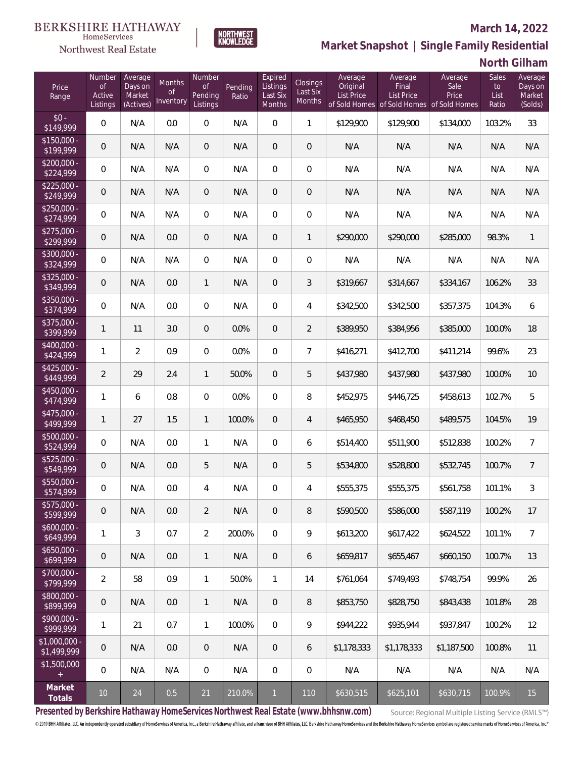BERKSHIRE HATHAWAY HomeServices Northwest Real Estate

NORTHWEST KNOWLEDGE

# March 14, 2022

## Market Snapshot | Single Family Residential

## North Gilham

| Price Range | Number of Active Listings | Average Days on Market (Actives) | Months of Inventory | Number of Pending Listings | Pending Ratio | Expired Listings Last Six Months | Closings Last Six Months | Average Original List Price of Sold Homes | Average Final List Price of Sold Homes | Average Sale Price of Sold Homes | Sales to List Ratio | Average Days on Market (Solds) |
|---|---|---|---|---|---|---|---|---|---|---|---|---|
| $0 - $149,999 | 0 | N/A | 0.0 | 0 | N/A | 0 | 1 | $129,900 | $129,900 | $134,000 | 103.2% | 33 |
| $150,000 - $199,999 | 0 | N/A | N/A | 0 | N/A | 0 | 0 | N/A | N/A | N/A | N/A | N/A |
| $200,000 - $224,999 | 0 | N/A | N/A | 0 | N/A | 0 | 0 | N/A | N/A | N/A | N/A | N/A |
| $225,000 - $249,999 | 0 | N/A | N/A | 0 | N/A | 0 | 0 | N/A | N/A | N/A | N/A | N/A |
| $250,000 - $274,999 | 0 | N/A | N/A | 0 | N/A | 0 | 0 | N/A | N/A | N/A | N/A | N/A |
| $275,000 - $299,999 | 0 | N/A | 0.0 | 0 | N/A | 0 | 1 | $290,000 | $290,000 | $285,000 | 98.3% | 1 |
| $300,000 - $324,999 | 0 | N/A | N/A | 0 | N/A | 0 | 0 | N/A | N/A | N/A | N/A | N/A |
| $325,000 - $349,999 | 0 | N/A | 0.0 | 1 | N/A | 0 | 3 | $319,667 | $314,667 | $334,167 | 106.2% | 33 |
| $350,000 - $374,999 | 0 | N/A | 0.0 | 0 | N/A | 0 | 4 | $342,500 | $342,500 | $357,375 | 104.3% | 6 |
| $375,000 - $399,999 | 1 | 11 | 3.0 | 0 | 0.0% | 0 | 2 | $389,950 | $384,956 | $385,000 | 100.0% | 18 |
| $400,000 - $424,999 | 1 | 2 | 0.9 | 0 | 0.0% | 0 | 7 | $416,271 | $412,700 | $411,214 | 99.6% | 23 |
| $425,000 - $449,999 | 2 | 29 | 2.4 | 1 | 50.0% | 0 | 5 | $437,980 | $437,980 | $437,980 | 100.0% | 10 |
| $450,000 - $474,999 | 1 | 6 | 0.8 | 0 | 0.0% | 0 | 8 | $452,975 | $446,725 | $458,613 | 102.7% | 5 |
| $475,000 - $499,999 | 1 | 27 | 1.5 | 1 | 100.0% | 0 | 4 | $465,950 | $468,450 | $489,575 | 104.5% | 19 |
| $500,000 - $524,999 | 0 | N/A | 0.0 | 1 | N/A | 0 | 6 | $514,400 | $511,900 | $512,838 | 100.2% | 7 |
| $525,000 - $549,999 | 0 | N/A | 0.0 | 5 | N/A | 0 | 5 | $534,800 | $528,800 | $532,745 | 100.7% | 7 |
| $550,000 - $574,999 | 0 | N/A | 0.0 | 4 | N/A | 0 | 4 | $555,375 | $555,375 | $561,758 | 101.1% | 3 |
| $575,000 - $599,999 | 0 | N/A | 0.0 | 2 | N/A | 0 | 8 | $590,500 | $586,000 | $587,119 | 100.2% | 17 |
| $600,000 - $649,999 | 1 | 3 | 0.7 | 2 | 200.0% | 0 | 9 | $613,200 | $617,422 | $624,522 | 101.1% | 7 |
| $650,000 - $699,999 | 0 | N/A | 0.0 | 1 | N/A | 0 | 6 | $659,817 | $655,467 | $660,150 | 100.7% | 13 |
| $700,000 - $799,999 | 2 | 58 | 0.9 | 1 | 50.0% | 1 | 14 | $761,064 | $749,493 | $748,754 | 99.9% | 26 |
| $800,000 - $899,999 | 0 | N/A | 0.0 | 1 | N/A | 0 | 8 | $853,750 | $828,750 | $843,438 | 101.8% | 28 |
| $900,000 - $999,999 | 1 | 21 | 0.7 | 1 | 100.0% | 0 | 9 | $944,222 | $935,944 | $937,847 | 100.2% | 12 |
| $1,000,000 - $1,499,999 | 0 | N/A | 0.0 | 0 | N/A | 0 | 6 | $1,178,333 | $1,178,333 | $1,187,500 | 100.8% | 11 |
| $1,500,000 + | 0 | N/A | N/A | 0 | N/A | 0 | 0 | N/A | N/A | N/A | N/A | N/A |
| **Market Totals** | 10 | 24 | 0.5 | 21 | 210.0% | 1 | 110 | $630,515 | $625,101 | $630,715 | 100.9% | 15 |

**Presented by Berkshire Hathaway HomeServices Northwest Real Estate (www.bhhsnw.com)**

Source: Regional Multiple Listing Service (RMLS™)

© 2019 BHH Affiliates, LLC. An independently operated subsidiary of HomeServices of America, Inc., a Berkshire Hathaway affiliate, and a franchisee of BHH Affiliates, LLC. Berkshire Hathaway HomeServices and the Berkshire Hathaway HomeServices symbol are registered service marks of HomeServices of America, Inc.®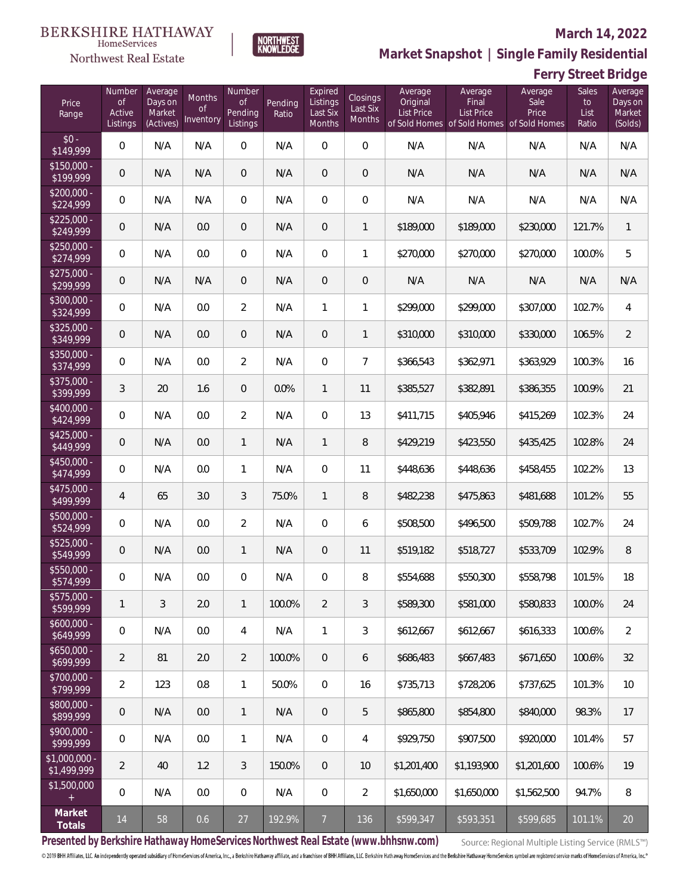BERKSHIRE HATHAWAY HomeServices Northwest Real Estate

NORTHWEST KNOWLEDGE

March 14, 2022

## Market Snapshot | Single Family Residential

## Ferry Street Bridge

| Price Range | Number of Active Listings | Average Days on Market (Actives) | Months of Inventory | Number of Pending Listings | Pending Ratio | Expired Listings Last Six Months | Closings Last Six Months | Average Original List Price of Sold Homes | Average Final List Price of Sold Homes | Average Sale Price of Sold Homes | Sales to List Ratio | Average Days on Market (Solds) |
|---|---|---|---|---|---|---|---|---|---|---|---|---|
| $0 - $149,999 | 0 | N/A | N/A | 0 | N/A | 0 | 0 | N/A | N/A | N/A | N/A | N/A |
| $150,000 - $199,999 | 0 | N/A | N/A | 0 | N/A | 0 | 0 | N/A | N/A | N/A | N/A | N/A |
| $200,000 - $224,999 | 0 | N/A | N/A | 0 | N/A | 0 | 0 | N/A | N/A | N/A | N/A | N/A |
| $225,000 - $249,999 | 0 | N/A | 0.0 | 0 | N/A | 0 | 1 | $189,000 | $189,000 | $230,000 | 121.7% | 1 |
| $250,000 - $274,999 | 0 | N/A | 0.0 | 0 | N/A | 0 | 1 | $270,000 | $270,000 | $270,000 | 100.0% | 5 |
| $275,000 - $299,999 | 0 | N/A | N/A | 0 | N/A | 0 | 0 | N/A | N/A | N/A | N/A | N/A |
| $300,000 - $324,999 | 0 | N/A | 0.0 | 2 | N/A | 1 | 1 | $299,000 | $299,000 | $307,000 | 102.7% | 4 |
| $325,000 - $349,999 | 0 | N/A | 0.0 | 0 | N/A | 0 | 1 | $310,000 | $310,000 | $330,000 | 106.5% | 2 |
| $350,000 - $374,999 | 0 | N/A | 0.0 | 2 | N/A | 0 | 7 | $366,543 | $362,971 | $363,929 | 100.3% | 16 |
| $375,000 - $399,999 | 3 | 20 | 1.6 | 0 | 0.0% | 1 | 11 | $385,527 | $382,891 | $386,355 | 100.9% | 21 |
| $400,000 - $424,999 | 0 | N/A | 0.0 | 2 | N/A | 0 | 13 | $411,715 | $405,946 | $415,269 | 102.3% | 24 |
| $425,000 - $449,999 | 0 | N/A | 0.0 | 1 | N/A | 1 | 8 | $429,219 | $423,550 | $435,425 | 102.8% | 24 |
| $450,000 - $474,999 | 0 | N/A | 0.0 | 1 | N/A | 0 | 11 | $448,636 | $448,636 | $458,455 | 102.2% | 13 |
| $475,000 - $499,999 | 4 | 65 | 3.0 | 3 | 75.0% | 1 | 8 | $482,238 | $475,863 | $481,688 | 101.2% | 55 |
| $500,000 - $524,999 | 0 | N/A | 0.0 | 2 | N/A | 0 | 6 | $508,500 | $496,500 | $509,788 | 102.7% | 24 |
| $525,000 - $549,999 | 0 | N/A | 0.0 | 1 | N/A | 0 | 11 | $519,182 | $518,727 | $533,709 | 102.9% | 8 |
| $550,000 - $574,999 | 0 | N/A | 0.0 | 0 | N/A | 0 | 8 | $554,688 | $550,300 | $558,798 | 101.5% | 18 |
| $575,000 - $599,999 | 1 | 3 | 2.0 | 1 | 100.0% | 2 | 3 | $589,300 | $581,000 | $580,833 | 100.0% | 24 |
| $600,000 - $649,999 | 0 | N/A | 0.0 | 4 | N/A | 1 | 3 | $612,667 | $612,667 | $616,333 | 100.6% | 2 |
| $650,000 - $699,999 | 2 | 81 | 2.0 | 2 | 100.0% | 0 | 6 | $686,483 | $667,483 | $671,650 | 100.6% | 32 |
| $700,000 - $799,999 | 2 | 123 | 0.8 | 1 | 50.0% | 0 | 16 | $735,713 | $728,206 | $737,625 | 101.3% | 10 |
| $800,000 - $899,999 | 0 | N/A | 0.0 | 1 | N/A | 0 | 5 | $865,800 | $854,800 | $840,000 | 98.3% | 17 |
| $900,000 - $999,999 | 0 | N/A | 0.0 | 1 | N/A | 0 | 4 | $929,750 | $907,500 | $920,000 | 101.4% | 57 |
| $1,000,000 - $1,499,999 | 2 | 40 | 1.2 | 3 | 150.0% | 0 | 10 | $1,201,400 | $1,193,900 | $1,201,600 | 100.6% | 19 |
| $1,500,000 + | 0 | N/A | 0.0 | 0 | N/A | 0 | 2 | $1,650,000 | $1,650,000 | $1,562,500 | 94.7% | 8 |
| **Market Totals** | 14 | 58 | 0.6 | 27 | 192.9% | 7 | 136 | $599,347 | $593,351 | $599,685 | 101.1% | 20 |

**Presented by Berkshire Hathaway HomeServices Northwest Real Estate (www.bhhsnw.com)**

Source: Regional Multiple Listing Service (RMLS™)

© 2019 BHH Affiliates, LLC. An independently operated subsidiary of HomeServices of America, Inc., a Berkshire Hathaway affiliate, and a franchisee of BHH Affiliates, LLC. Berkshire Hathaway HomeServices and the Berkshire Hathaway HomeServices symbol are registered service marks of HomeServices of America, Inc.®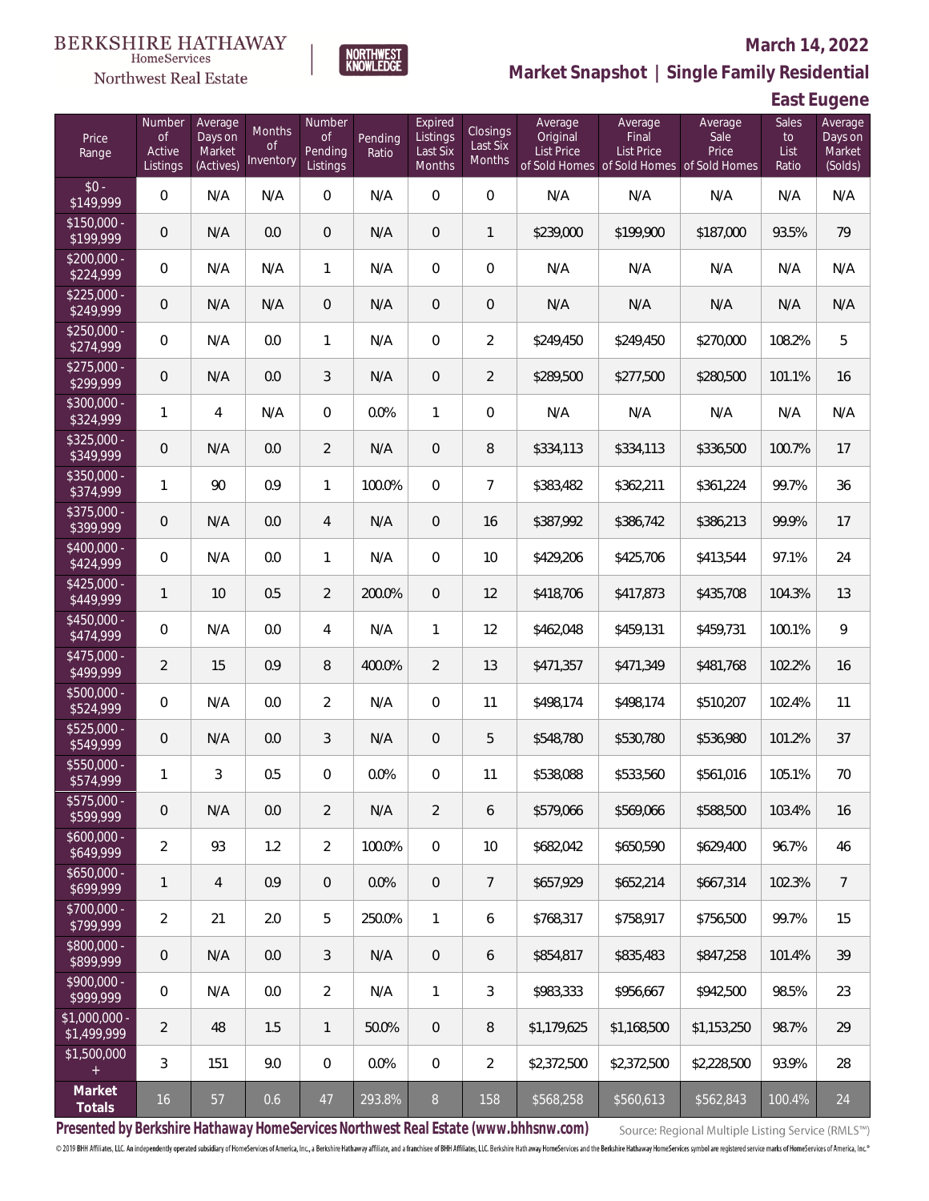BERKSHIRE HATHAWAY HomeServices Northwest Real Estate

NORTHWEST KNOWLEDGE

March 14, 2022

## Market Snapshot | Single Family Residential

### East Eugene

| Price Range | Number of Active Listings | Average Days on Market (Actives) | Months of Inventory | Number of Pending Listings | Pending Ratio | Expired Listings Last Six Months | Closings Last Six Months | Average Original List Price of Sold Homes | Average Final List Price of Sold Homes | Average Sale Price of Sold Homes | Sales to List Ratio | Average Days on Market (Solds) |
|---|---|---|---|---|---|---|---|---|---|---|---|---|
| $0 - $149,999 | 0 | N/A | N/A | 0 | N/A | 0 | 0 | N/A | N/A | N/A | N/A | N/A |
| $150,000 - $199,999 | 0 | N/A | 0.0 | 0 | N/A | 0 | 1 | $239,000 | $199,900 | $187,000 | 93.5% | 79 |
| $200,000 - $224,999 | 0 | N/A | N/A | 1 | N/A | 0 | 0 | N/A | N/A | N/A | N/A | N/A |
| $225,000 - $249,999 | 0 | N/A | N/A | 0 | N/A | 0 | 0 | N/A | N/A | N/A | N/A | N/A |
| $250,000 - $274,999 | 0 | N/A | 0.0 | 1 | N/A | 0 | 2 | $249,450 | $249,450 | $270,000 | 108.2% | 5 |
| $275,000 - $299,999 | 0 | N/A | 0.0 | 3 | N/A | 0 | 2 | $289,500 | $277,500 | $280,500 | 101.1% | 16 |
| $300,000 - $324,999 | 1 | 4 | N/A | 0 | 0.0% | 1 | 0 | N/A | N/A | N/A | N/A | N/A |
| $325,000 - $349,999 | 0 | N/A | 0.0 | 2 | N/A | 0 | 8 | $334,113 | $334,113 | $336,500 | 100.7% | 17 |
| $350,000 - $374,999 | 1 | 90 | 0.9 | 1 | 100.0% | 0 | 7 | $383,482 | $362,211 | $361,224 | 99.7% | 36 |
| $375,000 - $399,999 | 0 | N/A | 0.0 | 4 | N/A | 0 | 16 | $387,992 | $386,742 | $386,213 | 99.9% | 17 |
| $400,000 - $424,999 | 0 | N/A | 0.0 | 1 | N/A | 0 | 10 | $429,206 | $425,706 | $413,544 | 97.1% | 24 |
| $425,000 - $449,999 | 1 | 10 | 0.5 | 2 | 200.0% | 0 | 12 | $418,706 | $417,873 | $435,708 | 104.3% | 13 |
| $450,000 - $474,999 | 0 | N/A | 0.0 | 4 | N/A | 1 | 12 | $462,048 | $459,131 | $459,731 | 100.1% | 9 |
| $475,000 - $499,999 | 2 | 15 | 0.9 | 8 | 400.0% | 2 | 13 | $471,357 | $471,349 | $481,768 | 102.2% | 16 |
| $500,000 - $524,999 | 0 | N/A | 0.0 | 2 | N/A | 0 | 11 | $498,174 | $498,174 | $510,207 | 102.4% | 11 |
| $525,000 - $549,999 | 0 | N/A | 0.0 | 3 | N/A | 0 | 5 | $548,780 | $530,780 | $536,980 | 101.2% | 37 |
| $550,000 - $574,999 | 1 | 3 | 0.5 | 0 | 0.0% | 0 | 11 | $538,088 | $533,560 | $561,016 | 105.1% | 70 |
| $575,000 - $599,999 | 0 | N/A | 0.0 | 2 | N/A | 2 | 6 | $579,066 | $569,066 | $588,500 | 103.4% | 16 |
| $600,000 - $649,999 | 2 | 93 | 1.2 | 2 | 100.0% | 0 | 10 | $682,042 | $650,590 | $629,400 | 96.7% | 46 |
| $650,000 - $699,999 | 1 | 4 | 0.9 | 0 | 0.0% | 0 | 7 | $657,929 | $652,214 | $667,314 | 102.3% | 7 |
| $700,000 - $799,999 | 2 | 21 | 2.0 | 5 | 250.0% | 1 | 6 | $768,317 | $758,917 | $756,500 | 99.7% | 15 |
| $800,000 - $899,999 | 0 | N/A | 0.0 | 3 | N/A | 0 | 6 | $854,817 | $835,483 | $847,258 | 101.4% | 39 |
| $900,000 - $999,999 | 0 | N/A | 0.0 | 2 | N/A | 1 | 3 | $983,333 | $956,667 | $942,500 | 98.5% | 23 |
| $1,000,000 - $1,499,999 | 2 | 48 | 1.5 | 1 | 50.0% | 0 | 8 | $1,179,625 | $1,168,500 | $1,153,250 | 98.7% | 29 |
| $1,500,000 + | 3 | 151 | 9.0 | 0 | 0.0% | 0 | 2 | $2,372,500 | $2,372,500 | $2,228,500 | 93.9% | 28 |
| **Market Totals** | 16 | 57 | 0.6 | 47 | 293.8% | 8 | 158 | $568,258 | $560,613 | $562,843 | 100.4% | 24 |

**Presented by Berkshire Hathaway HomeServices Northwest Real Estate (www.bhhsnw.com)**

Source: Regional Multiple Listing Service (RMLS™)

© 2019 BHH Affiliates, LLC. An independently operated subsidiary of HomeServices of America, Inc., a Berkshire Hathaway affiliate, and a franchisee of BHH Affiliates, LLC. Berkshire Hathaway HomeServices and the Berkshire Hathaway HomeServices symbol are registered service marks of HomeServices of America, Inc.®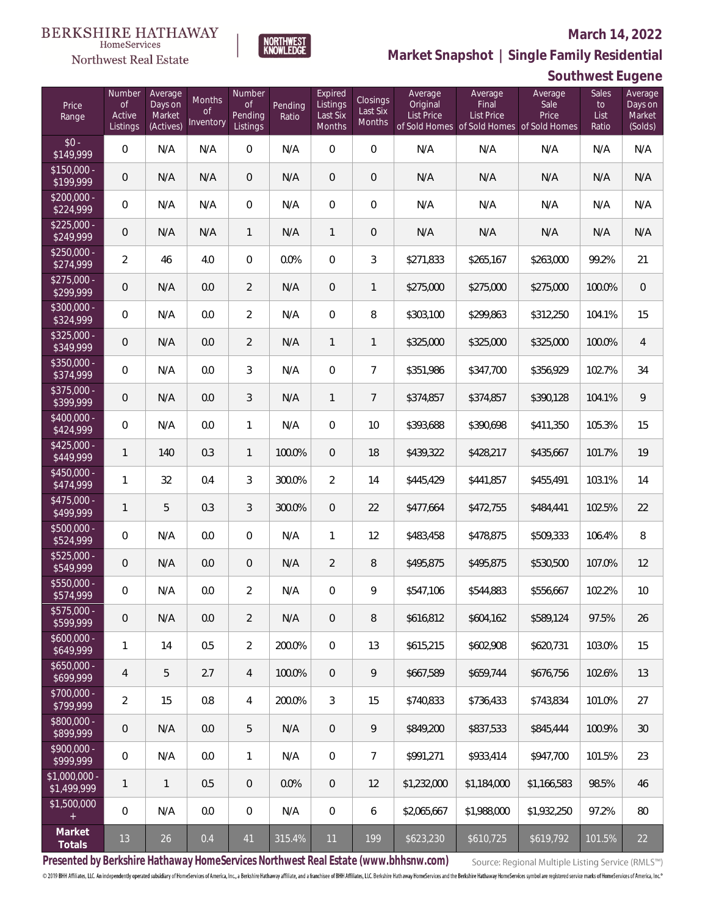BERKSHIRE HATHAWAY HomeServices Northwest Real Estate

NORTHWEST KNOWLEDGE

**March 14, 2022**

## Market Snapshot | Single Family Residential

## Southwest Eugene

| Price Range | Number of Active Listings | Average Days on Market (Actives) | Months of Inventory | Number of Pending Listings | Pending Ratio | Expired Listings Last Six Months | Closings Last Six Months | Average Original List Price of Sold Homes | Average Final List Price of Sold Homes | Average Sale Price of Sold Homes | Sales to List Ratio | Average Days on Market (Solds) |
|---|---|---|---|---|---|---|---|---|---|---|---|---|
| $0 - $149,999 | 0 | N/A | N/A | 0 | N/A | 0 | 0 | N/A | N/A | N/A | N/A | N/A |
| $150,000 - $199,999 | 0 | N/A | N/A | 0 | N/A | 0 | 0 | N/A | N/A | N/A | N/A | N/A |
| $200,000 - $224,999 | 0 | N/A | N/A | 0 | N/A | 0 | 0 | N/A | N/A | N/A | N/A | N/A |
| $225,000 - $249,999 | 0 | N/A | N/A | 1 | N/A | 1 | 0 | N/A | N/A | N/A | N/A | N/A |
| $250,000 - $274,999 | 2 | 46 | 4.0 | 0 | 0.0% | 0 | 3 | $271,833 | $265,167 | $263,000 | 99.2% | 21 |
| $275,000 - $299,999 | 0 | N/A | 0.0 | 2 | N/A | 0 | 1 | $275,000 | $275,000 | $275,000 | 100.0% | 0 |
| $300,000 - $324,999 | 0 | N/A | 0.0 | 2 | N/A | 0 | 8 | $303,100 | $299,863 | $312,250 | 104.1% | 15 |
| $325,000 - $349,999 | 0 | N/A | 0.0 | 2 | N/A | 1 | 1 | $325,000 | $325,000 | $325,000 | 100.0% | 4 |
| $350,000 - $374,999 | 0 | N/A | 0.0 | 3 | N/A | 0 | 7 | $351,986 | $347,700 | $356,929 | 102.7% | 34 |
| $375,000 - $399,999 | 0 | N/A | 0.0 | 3 | N/A | 1 | 7 | $374,857 | $374,857 | $390,128 | 104.1% | 9 |
| $400,000 - $424,999 | 0 | N/A | 0.0 | 1 | N/A | 0 | 10 | $393,688 | $390,698 | $411,350 | 105.3% | 15 |
| $425,000 - $449,999 | 1 | 140 | 0.3 | 1 | 100.0% | 0 | 18 | $439,322 | $428,217 | $435,667 | 101.7% | 19 |
| $450,000 - $474,999 | 1 | 32 | 0.4 | 3 | 300.0% | 2 | 14 | $445,429 | $441,857 | $455,491 | 103.1% | 14 |
| $475,000 - $499,999 | 1 | 5 | 0.3 | 3 | 300.0% | 0 | 22 | $477,664 | $472,755 | $484,441 | 102.5% | 22 |
| $500,000 - $524,999 | 0 | N/A | 0.0 | 0 | N/A | 1 | 12 | $483,458 | $478,875 | $509,333 | 106.4% | 8 |
| $525,000 - $549,999 | 0 | N/A | 0.0 | 0 | N/A | 2 | 8 | $495,875 | $495,875 | $530,500 | 107.0% | 12 |
| $550,000 - $574,999 | 0 | N/A | 0.0 | 2 | N/A | 0 | 9 | $547,106 | $544,883 | $556,667 | 102.2% | 10 |
| $575,000 - $599,999 | 0 | N/A | 0.0 | 2 | N/A | 0 | 8 | $616,812 | $604,162 | $589,124 | 97.5% | 26 |
| $600,000 - $649,999 | 1 | 14 | 0.5 | 2 | 200.0% | 0 | 13 | $615,215 | $602,908 | $620,731 | 103.0% | 15 |
| $650,000 - $699,999 | 4 | 5 | 2.7 | 4 | 100.0% | 0 | 9 | $667,589 | $659,744 | $676,756 | 102.6% | 13 |
| $700,000 - $799,999 | 2 | 15 | 0.8 | 4 | 200.0% | 3 | 15 | $740,833 | $736,433 | $743,834 | 101.0% | 27 |
| $800,000 - $899,999 | 0 | N/A | 0.0 | 5 | N/A | 0 | 9 | $849,200 | $837,533 | $845,444 | 100.9% | 30 |
| $900,000 - $999,999 | 0 | N/A | 0.0 | 1 | N/A | 0 | 7 | $991,271 | $933,414 | $947,700 | 101.5% | 23 |
| $1,000,000 - $1,499,999 | 1 | 1 | 0.5 | 0 | 0.0% | 0 | 12 | $1,232,000 | $1,184,000 | $1,166,583 | 98.5% | 46 |
| $1,500,000 + | 0 | N/A | 0.0 | 0 | N/A | 0 | 6 | $2,065,667 | $1,988,000 | $1,932,250 | 97.2% | 80 |
| **Market Totals** | 13 | 26 | 0.4 | 41 | 315.4% | 11 | 199 | $623,230 | $610,725 | $619,792 | 101.5% | 22 |

**Presented by Berkshire Hathaway HomeServices Northwest Real Estate (www.bhhsnw.com)**

Source: Regional Multiple Listing Service (RMLS™)

© 2019 BHH Affiliates, LLC. An independently operated subsidiary of HomeServices of America, Inc., a Berkshire Hathaway affiliate, and a franchisee of BHH Affiliates, LLC. Berkshire Hathaway HomeServices and the Berkshire Hathaway HomeServices symbol are registered service marks of HomeServices of America, Inc.®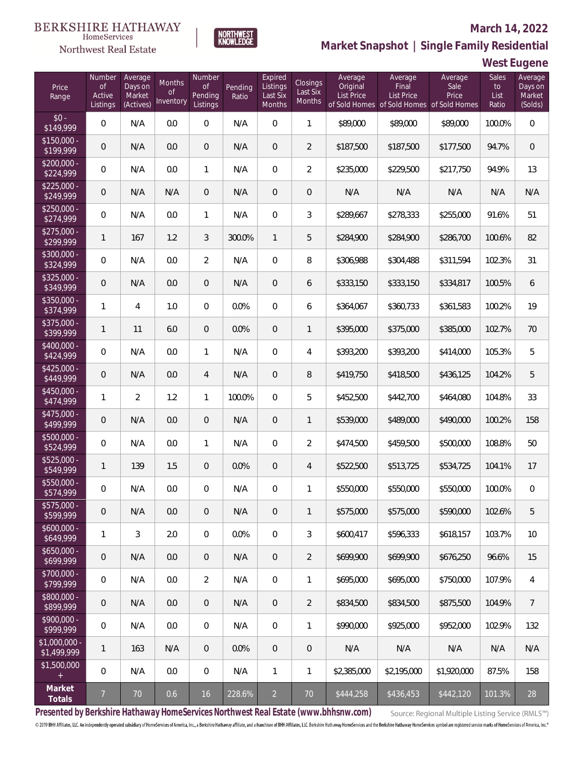BERKSHIRE HATHAWAY HomeServices Northwest Real Estate

NORTHWEST KNOWLEDGE

## March 14, 2022

## Market Snapshot | Single Family Residential

## West Eugene

| Price Range | Number of Active Listings | Average Days on Market (Actives) | Months of Inventory | Number of Pending Listings | Pending Ratio | Expired Listings Last Six Months | Closings Last Six Months | Average Original List Price of Sold Homes | Average Final List Price of Sold Homes | Average Sale Price of Sold Homes | Sales to List Ratio | Average Days on Market (Solds) |
|---|---|---|---|---|---|---|---|---|---|---|---|---|
| $0 - $149,999 | 0 | N/A | 0.0 | 0 | N/A | 0 | 1 | $89,000 | $89,000 | $89,000 | 100.0% | 0 |
| $150,000 - $199,999 | 0 | N/A | 0.0 | 0 | N/A | 0 | 2 | $187,500 | $187,500 | $177,500 | 94.7% | 0 |
| $200,000 - $224,999 | 0 | N/A | 0.0 | 1 | N/A | 0 | 2 | $235,000 | $229,500 | $217,750 | 94.9% | 13 |
| $225,000 - $249,999 | 0 | N/A | N/A | 0 | N/A | 0 | 0 | N/A | N/A | N/A | N/A | N/A |
| $250,000 - $274,999 | 0 | N/A | 0.0 | 1 | N/A | 0 | 3 | $289,667 | $278,333 | $255,000 | 91.6% | 51 |
| $275,000 - $299,999 | 1 | 167 | 1.2 | 3 | 300.0% | 1 | 5 | $284,900 | $284,900 | $286,700 | 100.6% | 82 |
| $300,000 - $324,999 | 0 | N/A | 0.0 | 2 | N/A | 0 | 8 | $306,988 | $304,488 | $311,594 | 102.3% | 31 |
| $325,000 - $349,999 | 0 | N/A | 0.0 | 0 | N/A | 0 | 6 | $333,150 | $333,150 | $334,817 | 100.5% | 6 |
| $350,000 - $374,999 | 1 | 4 | 1.0 | 0 | 0.0% | 0 | 6 | $364,067 | $360,733 | $361,583 | 100.2% | 19 |
| $375,000 - $399,999 | 1 | 11 | 6.0 | 0 | 0.0% | 0 | 1 | $395,000 | $375,000 | $385,000 | 102.7% | 70 |
| $400,000 - $424,999 | 0 | N/A | 0.0 | 1 | N/A | 0 | 4 | $393,200 | $393,200 | $414,000 | 105.3% | 5 |
| $425,000 - $449,999 | 0 | N/A | 0.0 | 4 | N/A | 0 | 8 | $419,750 | $418,500 | $436,125 | 104.2% | 5 |
| $450,000 - $474,999 | 1 | 2 | 1.2 | 1 | 100.0% | 0 | 5 | $452,500 | $442,700 | $464,080 | 104.8% | 33 |
| $475,000 - $499,999 | 0 | N/A | 0.0 | 0 | N/A | 0 | 1 | $539,000 | $489,000 | $490,000 | 100.2% | 158 |
| $500,000 - $524,999 | 0 | N/A | 0.0 | 1 | N/A | 0 | 2 | $474,500 | $459,500 | $500,000 | 108.8% | 50 |
| $525,000 - $549,999 | 1 | 139 | 1.5 | 0 | 0.0% | 0 | 4 | $522,500 | $513,725 | $534,725 | 104.1% | 17 |
| $550,000 - $574,999 | 0 | N/A | 0.0 | 0 | N/A | 0 | 1 | $550,000 | $550,000 | $550,000 | 100.0% | 0 |
| $575,000 - $599,999 | 0 | N/A | 0.0 | 0 | N/A | 0 | 1 | $575,000 | $575,000 | $590,000 | 102.6% | 5 |
| $600,000 - $649,999 | 1 | 3 | 2.0 | 0 | 0.0% | 0 | 3 | $600,417 | $596,333 | $618,157 | 103.7% | 10 |
| $650,000 - $699,999 | 0 | N/A | 0.0 | 0 | N/A | 0 | 2 | $699,900 | $699,900 | $676,250 | 96.6% | 15 |
| $700,000 - $799,999 | 0 | N/A | 0.0 | 2 | N/A | 0 | 1 | $695,000 | $695,000 | $750,000 | 107.9% | 4 |
| $800,000 - $899,999 | 0 | N/A | 0.0 | 0 | N/A | 0 | 2 | $834,500 | $834,500 | $875,500 | 104.9% | 7 |
| $900,000 - $999,999 | 0 | N/A | 0.0 | 0 | N/A | 0 | 1 | $990,000 | $925,000 | $952,000 | 102.9% | 132 |
| $1,000,000 - $1,499,999 | 1 | 163 | N/A | 0 | 0.0% | 0 | 0 | N/A | N/A | N/A | N/A | N/A |
| $1,500,000 + | 0 | N/A | 0.0 | 0 | N/A | 1 | 1 | $2,385,000 | $2,195,000 | $1,920,000 | 87.5% | 158 |
| **Market Totals** | 7 | 70 | 0.6 | 16 | 228.6% | 2 | 70 | $444,258 | $436,453 | $442,120 | 101.3% | 28 |

Presented by Berkshire Hathaway HomeServices Northwest Real Estate (www.bhhsnw.com)

Source: Regional Multiple Listing Service (RMLS™)

© 2019 BHH Affiliates, LLC. An independently operated subsidiary of HomeServices of America, Inc., a Berkshire Hathaway affiliate, and a franchisee of BHH Affiliates, LLC. Berkshire Hathaway HomeServices and the Berkshire Hathaway HomeServices symbol are registered service marks of HomeServices of America, Inc.®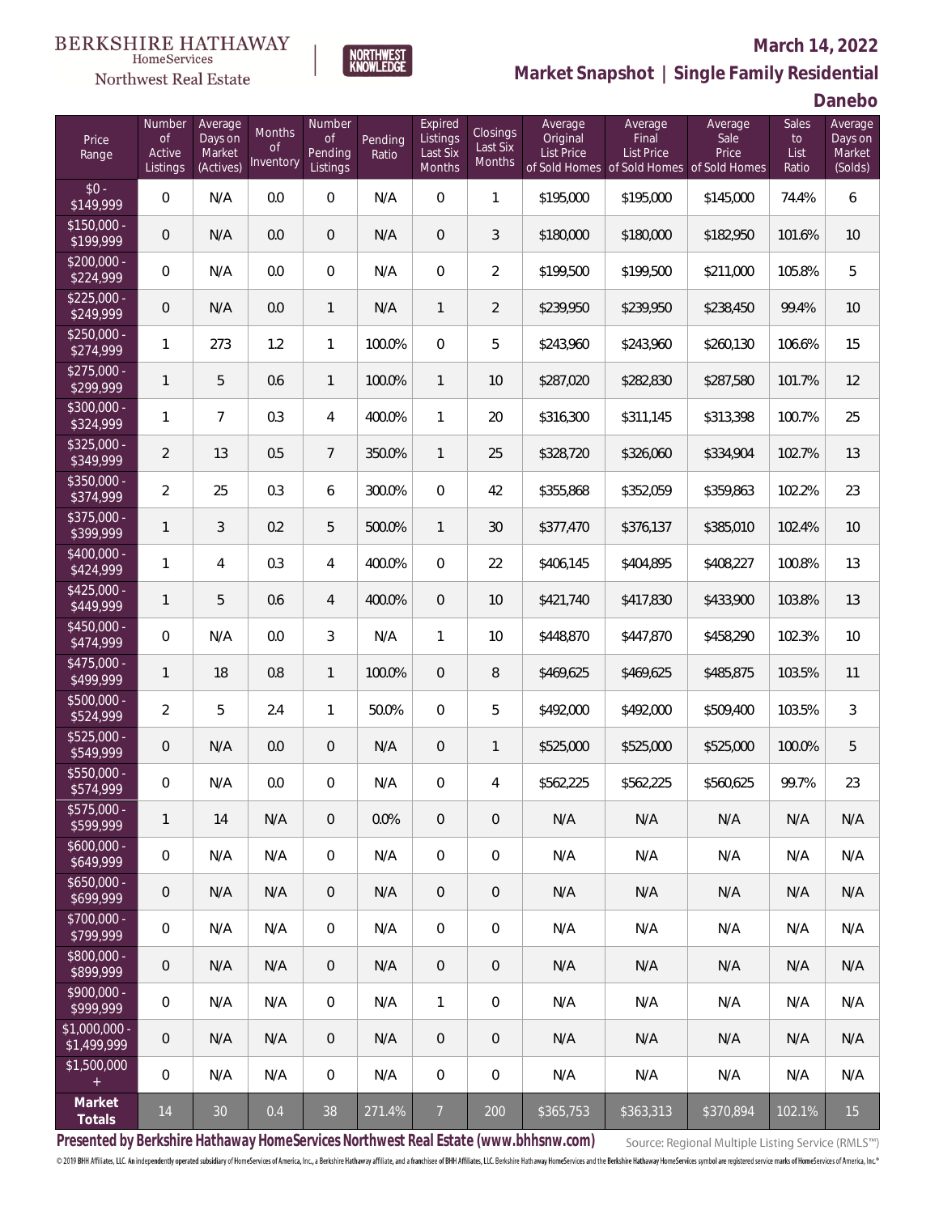BERKSHIRE HATHAWAY HomeServices Northwest Real Estate | NORTHWEST KNOWLEDGE

**March 14, 2022**

## Market Snapshot | Single Family Residential

### Danebo

| Price Range | Number of Active Listings | Average Days on Market (Actives) | Months of Inventory | Number of Pending Listings | Pending Ratio | Expired Listings Last Six Months | Closings Last Six Months | Average Original List Price of Sold Homes | Average Final List Price of Sold Homes | Average Sale Price of Sold Homes | Sales to List Ratio | Average Days on Market (Solds) |
|---|---|---|---|---|---|---|---|---|---|---|---|---|
| $0 - $149,999 | 0 | N/A | 0.0 | 0 | N/A | 0 | 1 | $195,000 | $195,000 | $145,000 | 74.4% | 6 |
| $150,000 - $199,999 | 0 | N/A | 0.0 | 0 | N/A | 0 | 3 | $180,000 | $180,000 | $182,950 | 101.6% | 10 |
| $200,000 - $224,999 | 0 | N/A | 0.0 | 0 | N/A | 0 | 2 | $199,500 | $199,500 | $211,000 | 105.8% | 5 |
| $225,000 - $249,999 | 0 | N/A | 0.0 | 1 | N/A | 1 | 2 | $239,950 | $239,950 | $238,450 | 99.4% | 10 |
| $250,000 - $274,999 | 1 | 273 | 1.2 | 1 | 100.0% | 0 | 5 | $243,960 | $243,960 | $260,130 | 106.6% | 15 |
| $275,000 - $299,999 | 1 | 5 | 0.6 | 1 | 100.0% | 1 | 10 | $287,020 | $282,830 | $287,580 | 101.7% | 12 |
| $300,000 - $324,999 | 1 | 7 | 0.3 | 4 | 400.0% | 1 | 20 | $316,300 | $311,145 | $313,398 | 100.7% | 25 |
| $325,000 - $349,999 | 2 | 13 | 0.5 | 7 | 350.0% | 1 | 25 | $328,720 | $326,060 | $334,904 | 102.7% | 13 |
| $350,000 - $374,999 | 2 | 25 | 0.3 | 6 | 300.0% | 0 | 42 | $355,868 | $352,059 | $359,863 | 102.2% | 23 |
| $375,000 - $399,999 | 1 | 3 | 0.2 | 5 | 500.0% | 1 | 30 | $377,470 | $376,137 | $385,010 | 102.4% | 10 |
| $400,000 - $424,999 | 1 | 4 | 0.3 | 4 | 400.0% | 0 | 22 | $406,145 | $404,895 | $408,227 | 100.8% | 13 |
| $425,000 - $449,999 | 1 | 5 | 0.6 | 4 | 400.0% | 0 | 10 | $421,740 | $417,830 | $433,900 | 103.8% | 13 |
| $450,000 - $474,999 | 0 | N/A | 0.0 | 3 | N/A | 1 | 10 | $448,870 | $447,870 | $458,290 | 102.3% | 10 |
| $475,000 - $499,999 | 1 | 18 | 0.8 | 1 | 100.0% | 0 | 8 | $469,625 | $469,625 | $485,875 | 103.5% | 11 |
| $500,000 - $524,999 | 2 | 5 | 2.4 | 1 | 50.0% | 0 | 5 | $492,000 | $492,000 | $509,400 | 103.5% | 3 |
| $525,000 - $549,999 | 0 | N/A | 0.0 | 0 | N/A | 0 | 1 | $525,000 | $525,000 | $525,000 | 100.0% | 5 |
| $550,000 - $574,999 | 0 | N/A | 0.0 | 0 | N/A | 0 | 4 | $562,225 | $562,225 | $560,625 | 99.7% | 23 |
| $575,000 - $599,999 | 1 | 14 | N/A | 0 | 0.0% | 0 | 0 | N/A | N/A | N/A | N/A | N/A |
| $600,000 - $649,999 | 0 | N/A | N/A | 0 | N/A | 0 | 0 | N/A | N/A | N/A | N/A | N/A |
| $650,000 - $699,999 | 0 | N/A | N/A | 0 | N/A | 0 | 0 | N/A | N/A | N/A | N/A | N/A |
| $700,000 - $799,999 | 0 | N/A | N/A | 0 | N/A | 0 | 0 | N/A | N/A | N/A | N/A | N/A |
| $800,000 - $899,999 | 0 | N/A | N/A | 0 | N/A | 0 | 0 | N/A | N/A | N/A | N/A | N/A |
| $900,000 - $999,999 | 0 | N/A | N/A | 0 | N/A | 1 | 0 | N/A | N/A | N/A | N/A | N/A |
| $1,000,000 - $1,499,999 | 0 | N/A | N/A | 0 | N/A | 0 | 0 | N/A | N/A | N/A | N/A | N/A |
| $1,500,000 + | 0 | N/A | N/A | 0 | N/A | 0 | 0 | N/A | N/A | N/A | N/A | N/A |
| **Market Totals** | 14 | 30 | 0.4 | 38 | 271.4% | 7 | 200 | $365,753 | $363,313 | $370,894 | 102.1% | 15 |

**Presented by Berkshire Hathaway HomeServices Northwest Real Estate (www.bhhsnw.com)**

Source: Regional Multiple Listing Service (RMLS™)

© 2019 BHH Affiliates, LLC. An independently operated subsidiary of HomeServices of America, Inc., a Berkshire Hathaway affiliate, and a franchisee of BHH Affiliates, LLC. Berkshire Hathaway HomeServices and the Berkshire Hathaway HomeServices symbol are registered service marks of HomeServices of America, Inc.®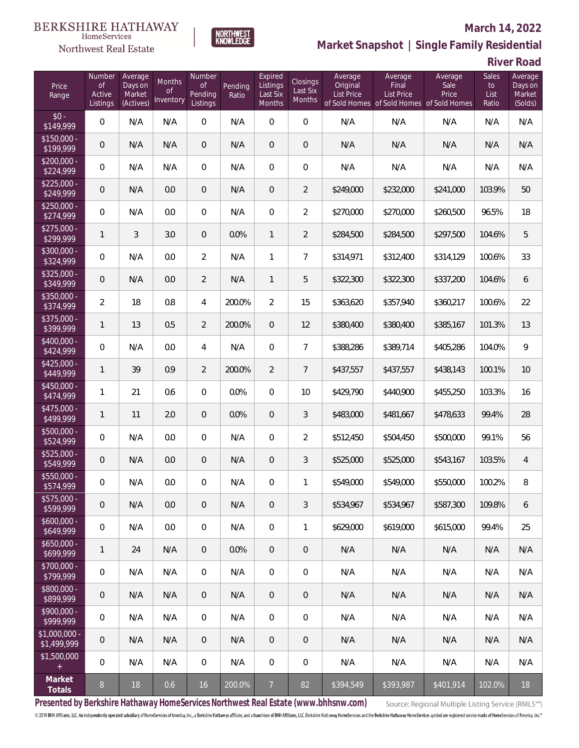BERKSHIRE HATHAWAY HomeServices
Northwest Real Estate

NORTHWEST KNOWLEDGE

**March 14, 2022**

**Market Snapshot | Single Family Residential**

**River Road**

| Price Range | Number of Active Listings | Average Days on Market (Actives) | Months of Inventory | Number of Pending Listings | Pending Ratio | Expired Listings Last Six Months | Closings Last Six Months | Average Original List Price of Sold Homes | Average Final List Price of Sold Homes | Average Sale Price of Sold Homes | Sales to List Ratio | Average Days on Market (Solds) |
|---|---|---|---|---|---|---|---|---|---|---|---|---|
| $0 - $149,999 | 0 | N/A | N/A | 0 | N/A | 0 | 0 | N/A | N/A | N/A | N/A | N/A |
| $150,000 - $199,999 | 0 | N/A | N/A | 0 | N/A | 0 | 0 | N/A | N/A | N/A | N/A | N/A |
| $200,000 - $224,999 | 0 | N/A | N/A | 0 | N/A | 0 | 0 | N/A | N/A | N/A | N/A | N/A |
| $225,000 - $249,999 | 0 | N/A | 0.0 | 0 | N/A | 0 | 2 | $249,000 | $232,000 | $241,000 | 103.9% | 50 |
| $250,000 - $274,999 | 0 | N/A | 0.0 | 0 | N/A | 0 | 2 | $270,000 | $270,000 | $260,500 | 96.5% | 18 |
| $275,000 - $299,999 | 1 | 3 | 3.0 | 0 | 0.0% | 1 | 2 | $284,500 | $284,500 | $297,500 | 104.6% | 5 |
| $300,000 - $324,999 | 0 | N/A | 0.0 | 2 | N/A | 1 | 7 | $314,971 | $312,400 | $314,129 | 100.6% | 33 |
| $325,000 - $349,999 | 0 | N/A | 0.0 | 2 | N/A | 1 | 5 | $322,300 | $322,300 | $337,200 | 104.6% | 6 |
| $350,000 - $374,999 | 2 | 18 | 0.8 | 4 | 200.0% | 2 | 15 | $363,620 | $357,940 | $360,217 | 100.6% | 22 |
| $375,000 - $399,999 | 1 | 13 | 0.5 | 2 | 200.0% | 0 | 12 | $380,400 | $380,400 | $385,167 | 101.3% | 13 |
| $400,000 - $424,999 | 0 | N/A | 0.0 | 4 | N/A | 0 | 7 | $388,286 | $389,714 | $405,286 | 104.0% | 9 |
| $425,000 - $449,999 | 1 | 39 | 0.9 | 2 | 200.0% | 2 | 7 | $437,557 | $437,557 | $438,143 | 100.1% | 10 |
| $450,000 - $474,999 | 1 | 21 | 0.6 | 0 | 0.0% | 0 | 10 | $429,790 | $440,900 | $455,250 | 103.3% | 16 |
| $475,000 - $499,999 | 1 | 11 | 2.0 | 0 | 0.0% | 0 | 3 | $483,000 | $481,667 | $478,633 | 99.4% | 28 |
| $500,000 - $524,999 | 0 | N/A | 0.0 | 0 | N/A | 0 | 2 | $512,450 | $504,450 | $500,000 | 99.1% | 56 |
| $525,000 - $549,999 | 0 | N/A | 0.0 | 0 | N/A | 0 | 3 | $525,000 | $525,000 | $543,167 | 103.5% | 4 |
| $550,000 - $574,999 | 0 | N/A | 0.0 | 0 | N/A | 0 | 1 | $549,000 | $549,000 | $550,000 | 100.2% | 8 |
| $575,000 - $599,999 | 0 | N/A | 0.0 | 0 | N/A | 0 | 3 | $534,967 | $534,967 | $587,300 | 109.8% | 6 |
| $600,000 - $649,999 | 0 | N/A | 0.0 | 0 | N/A | 0 | 1 | $629,000 | $619,000 | $615,000 | 99.4% | 25 |
| $650,000 - $699,999 | 1 | 24 | N/A | 0 | 0.0% | 0 | 0 | N/A | N/A | N/A | N/A | N/A |
| $700,000 - $799,999 | 0 | N/A | N/A | 0 | N/A | 0 | 0 | N/A | N/A | N/A | N/A | N/A |
| $800,000 - $899,999 | 0 | N/A | N/A | 0 | N/A | 0 | 0 | N/A | N/A | N/A | N/A | N/A |
| $900,000 - $999,999 | 0 | N/A | N/A | 0 | N/A | 0 | 0 | N/A | N/A | N/A | N/A | N/A |
| $1,000,000 - $1,499,999 | 0 | N/A | N/A | 0 | N/A | 0 | 0 | N/A | N/A | N/A | N/A | N/A |
| $1,500,000 + | 0 | N/A | N/A | 0 | N/A | 0 | 0 | N/A | N/A | N/A | N/A | N/A |
| **Market Totals** | 8 | 18 | 0.6 | 16 | 200.0% | 7 | 82 | $394,549 | $393,987 | $401,914 | 102.0% | 18 |

**Presented by Berkshire Hathaway HomeServices Northwest Real Estate (www.bhhsnw.com)**

Source: Regional Multiple Listing Service (RMLS™)

© 2019 BHH Affiliates, LLC. An independently operated subsidiary of HomeServices of America, Inc., a Berkshire Hathaway affiliate, and a franchisee of BHH Affiliates, LLC. Berkshire Hathaway HomeServices and the Berkshire Hathaway HomeServices symbol are registered service marks of HomeServices of America, Inc.®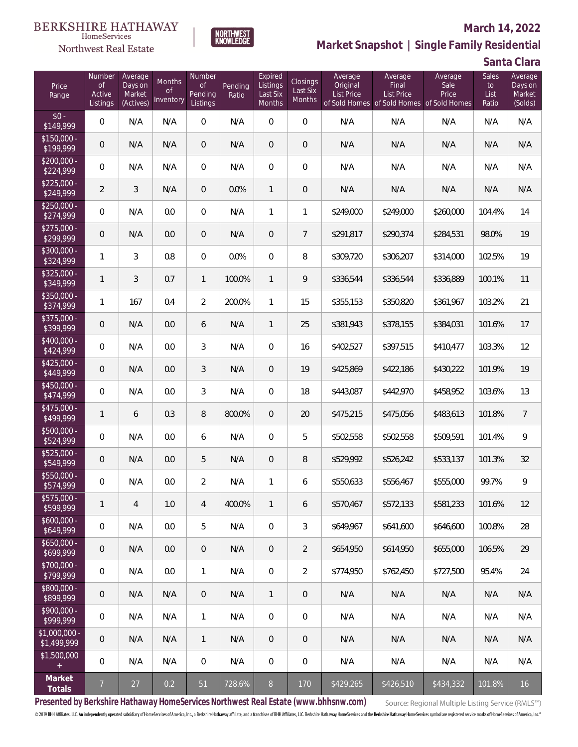BERKSHIRE HATHAWAY HomeServices Northwest Real Estate

NORTHWEST KNOWLEDGE

**March 14, 2022**

**Market Snapshot | Single Family Residential**

**Santa Clara**

| Price Range | Number of Active Listings | Average Days on Market (Actives) | Months of Inventory | Number of Pending Listings | Pending Ratio | Expired Listings Last Six Months | Closings Last Six Months | Average Original List Price of Sold Homes | Average Final List Price of Sold Homes | Average Sale Price of Sold Homes | Sales to List Ratio | Average Days on Market (Solds) |
|---|---|---|---|---|---|---|---|---|---|---|---|---|
| $0 - $149,999 | 0 | N/A | N/A | 0 | N/A | 0 | 0 | N/A | N/A | N/A | N/A | N/A |
| $150,000 - $199,999 | 0 | N/A | N/A | 0 | N/A | 0 | 0 | N/A | N/A | N/A | N/A | N/A |
| $200,000 - $224,999 | 0 | N/A | N/A | 0 | N/A | 0 | 0 | N/A | N/A | N/A | N/A | N/A |
| $225,000 - $249,999 | 2 | 3 | N/A | 0 | 0.0% | 1 | 0 | N/A | N/A | N/A | N/A | N/A |
| $250,000 - $274,999 | 0 | N/A | 0.0 | 0 | N/A | 1 | 1 | $249,000 | $249,000 | $260,000 | 104.4% | 14 |
| $275,000 - $299,999 | 0 | N/A | 0.0 | 0 | N/A | 0 | 7 | $291,817 | $290,374 | $284,531 | 98.0% | 19 |
| $300,000 - $324,999 | 1 | 3 | 0.8 | 0 | 0.0% | 0 | 8 | $309,720 | $306,207 | $314,000 | 102.5% | 19 |
| $325,000 - $349,999 | 1 | 3 | 0.7 | 1 | 100.0% | 1 | 9 | $336,544 | $336,544 | $336,889 | 100.1% | 11 |
| $350,000 - $374,999 | 1 | 167 | 0.4 | 2 | 200.0% | 1 | 15 | $355,153 | $350,820 | $361,967 | 103.2% | 21 |
| $375,000 - $399,999 | 0 | N/A | 0.0 | 6 | N/A | 1 | 25 | $381,943 | $378,155 | $384,031 | 101.6% | 17 |
| $400,000 - $424,999 | 0 | N/A | 0.0 | 3 | N/A | 0 | 16 | $402,527 | $397,515 | $410,477 | 103.3% | 12 |
| $425,000 - $449,999 | 0 | N/A | 0.0 | 3 | N/A | 0 | 19 | $425,869 | $422,186 | $430,222 | 101.9% | 19 |
| $450,000 - $474,999 | 0 | N/A | 0.0 | 3 | N/A | 0 | 18 | $443,087 | $442,970 | $458,952 | 103.6% | 13 |
| $475,000 - $499,999 | 1 | 6 | 0.3 | 8 | 800.0% | 0 | 20 | $475,215 | $475,056 | $483,613 | 101.8% | 7 |
| $500,000 - $524,999 | 0 | N/A | 0.0 | 6 | N/A | 0 | 5 | $502,558 | $502,558 | $509,591 | 101.4% | 9 |
| $525,000 - $549,999 | 0 | N/A | 0.0 | 5 | N/A | 0 | 8 | $529,992 | $526,242 | $533,137 | 101.3% | 32 |
| $550,000 - $574,999 | 0 | N/A | 0.0 | 2 | N/A | 1 | 6 | $550,633 | $556,467 | $555,000 | 99.7% | 9 |
| $575,000 - $599,999 | 1 | 4 | 1.0 | 4 | 400.0% | 1 | 6 | $570,467 | $572,133 | $581,233 | 101.6% | 12 |
| $600,000 - $649,999 | 0 | N/A | 0.0 | 5 | N/A | 0 | 3 | $649,967 | $641,600 | $646,600 | 100.8% | 28 |
| $650,000 - $699,999 | 0 | N/A | 0.0 | 0 | N/A | 0 | 2 | $654,950 | $614,950 | $655,000 | 106.5% | 29 |
| $700,000 - $799,999 | 0 | N/A | 0.0 | 1 | N/A | 0 | 2 | $774,950 | $762,450 | $727,500 | 95.4% | 24 |
| $800,000 - $899,999 | 0 | N/A | N/A | 0 | N/A | 1 | 0 | N/A | N/A | N/A | N/A | N/A |
| $900,000 - $999,999 | 0 | N/A | N/A | 1 | N/A | 0 | 0 | N/A | N/A | N/A | N/A | N/A |
| $1,000,000 - $1,499,999 | 0 | N/A | N/A | 1 | N/A | 0 | 0 | N/A | N/A | N/A | N/A | N/A |
| $1,500,000 + | 0 | N/A | N/A | 0 | N/A | 0 | 0 | N/A | N/A | N/A | N/A | N/A |
| **Market Totals** | 7 | 27 | 0.2 | 51 | 728.6% | 8 | 170 | $429,265 | $426,510 | $434,332 | 101.8% | 16 |

**Presented by Berkshire Hathaway HomeServices Northwest Real Estate (www.bhhsnw.com)**

Source: Regional Multiple Listing Service (RMLS™)

© 2019 BHH Affiliates, LLC. An independently operated subsidiary of HomeServices of America, Inc., a Berkshire Hathaway affiliate, and a franchisee of BHH Affiliates, LLC. Berkshire Hathaway HomeServices and the Berkshire Hathaway HomeServices symbol are registered service marks of HomeServices of America, Inc.®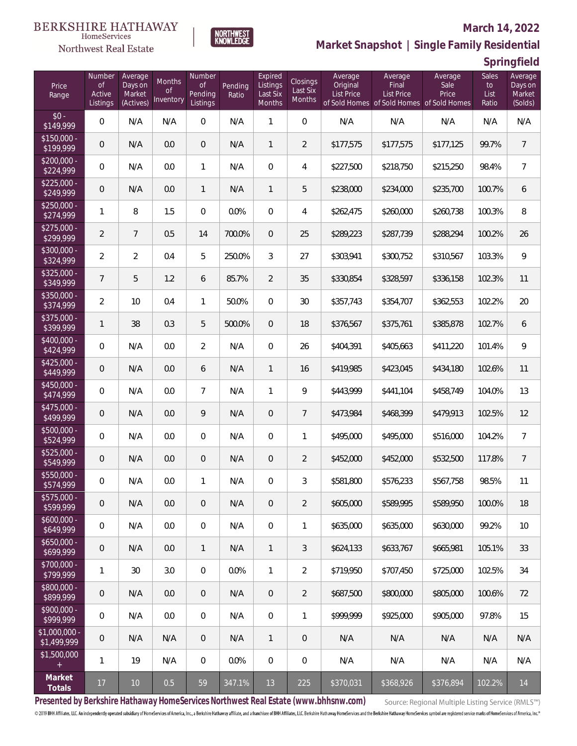BERKSHIRE HATHAWAY HomeServices Northwest Real Estate

**March 14, 2022**

## Market Snapshot | Single Family Residential

## Springfield

| Price Range | Number of Active Listings | Average Days on Market (Actives) | Months of Inventory | Number of Pending Listings | Pending Ratio | Expired Listings Last Six Months | Closings Last Six Months | Average Original List Price of Sold Homes | Average Final List Price of Sold Homes | Average Sale Price of Sold Homes | Sales to List Ratio | Average Days on Market (Solds) |
|---|---|---|---|---|---|---|---|---|---|---|---|---|
| $0 - $149,999 | 0 | N/A | N/A | 0 | N/A | 1 | 0 | N/A | N/A | N/A | N/A | N/A |
| $150,000 - $199,999 | 0 | N/A | 0.0 | 0 | N/A | 1 | 2 | $177,575 | $177,575 | $177,125 | 99.7% | 7 |
| $200,000 - $224,999 | 0 | N/A | 0.0 | 1 | N/A | 0 | 4 | $227,500 | $218,750 | $215,250 | 98.4% | 7 |
| $225,000 - $249,999 | 0 | N/A | 0.0 | 1 | N/A | 1 | 5 | $238,000 | $234,000 | $235,700 | 100.7% | 6 |
| $250,000 - $274,999 | 1 | 8 | 1.5 | 0 | 0.0% | 0 | 4 | $262,475 | $260,000 | $260,738 | 100.3% | 8 |
| $275,000 - $299,999 | 2 | 7 | 0.5 | 14 | 700.0% | 0 | 25 | $289,223 | $287,739 | $288,294 | 100.2% | 26 |
| $300,000 - $324,999 | 2 | 2 | 0.4 | 5 | 250.0% | 3 | 27 | $303,941 | $300,752 | $310,567 | 103.3% | 9 |
| $325,000 - $349,999 | 7 | 5 | 1.2 | 6 | 85.7% | 2 | 35 | $330,854 | $328,597 | $336,158 | 102.3% | 11 |
| $350,000 - $374,999 | 2 | 10 | 0.4 | 1 | 50.0% | 0 | 30 | $357,743 | $354,707 | $362,553 | 102.2% | 20 |
| $375,000 - $399,999 | 1 | 38 | 0.3 | 5 | 500.0% | 0 | 18 | $376,567 | $375,761 | $385,878 | 102.7% | 6 |
| $400,000 - $424,999 | 0 | N/A | 0.0 | 2 | N/A | 0 | 26 | $404,391 | $405,663 | $411,220 | 101.4% | 9 |
| $425,000 - $449,999 | 0 | N/A | 0.0 | 6 | N/A | 1 | 16 | $419,985 | $423,045 | $434,180 | 102.6% | 11 |
| $450,000 - $474,999 | 0 | N/A | 0.0 | 7 | N/A | 1 | 9 | $443,999 | $441,104 | $458,749 | 104.0% | 13 |
| $475,000 - $499,999 | 0 | N/A | 0.0 | 9 | N/A | 0 | 7 | $473,984 | $468,399 | $479,913 | 102.5% | 12 |
| $500,000 - $524,999 | 0 | N/A | 0.0 | 0 | N/A | 0 | 1 | $495,000 | $495,000 | $516,000 | 104.2% | 7 |
| $525,000 - $549,999 | 0 | N/A | 0.0 | 0 | N/A | 0 | 2 | $452,000 | $452,000 | $532,500 | 117.8% | 7 |
| $550,000 - $574,999 | 0 | N/A | 0.0 | 1 | N/A | 0 | 3 | $581,800 | $576,233 | $567,758 | 98.5% | 11 |
| $575,000 - $599,999 | 0 | N/A | 0.0 | 0 | N/A | 0 | 2 | $605,000 | $589,995 | $589,950 | 100.0% | 18 |
| $600,000 - $649,999 | 0 | N/A | 0.0 | 0 | N/A | 0 | 1 | $635,000 | $635,000 | $630,000 | 99.2% | 10 |
| $650,000 - $699,999 | 0 | N/A | 0.0 | 1 | N/A | 1 | 3 | $624,133 | $633,767 | $665,981 | 105.1% | 33 |
| $700,000 - $799,999 | 1 | 30 | 3.0 | 0 | 0.0% | 1 | 2 | $719,950 | $707,450 | $725,000 | 102.5% | 34 |
| $800,000 - $899,999 | 0 | N/A | 0.0 | 0 | N/A | 0 | 2 | $687,500 | $800,000 | $805,000 | 100.6% | 72 |
| $900,000 - $999,999 | 0 | N/A | 0.0 | 0 | N/A | 0 | 1 | $999,999 | $925,000 | $905,000 | 97.8% | 15 |
| $1,000,000 - $1,499,999 | 0 | N/A | N/A | 0 | N/A | 1 | 0 | N/A | N/A | N/A | N/A | N/A |
| $1,500,000 + | 1 | 19 | N/A | 0 | 0.0% | 0 | 0 | N/A | N/A | N/A | N/A | N/A |
| **Market Totals** | 17 | 10 | 0.5 | 59 | 347.1% | 13 | 225 | $370,031 | $368,926 | $376,894 | 102.2% | 14 |

**Presented by Berkshire Hathaway HomeServices Northwest Real Estate (www.bhhsnw.com)**

Source: Regional Multiple Listing Service (RMLS™)

© 2019 BHH Affiliates, LLC. An independently operated subsidiary of HomeServices of America, Inc., a Berkshire Hathaway affiliate, and a franchisee of BHH Affiliates, LLC. Berkshire Hathaway HomeServices and the Berkshire Hathaway HomeServices symbol are registered service marks of HomeServices of America, Inc.®